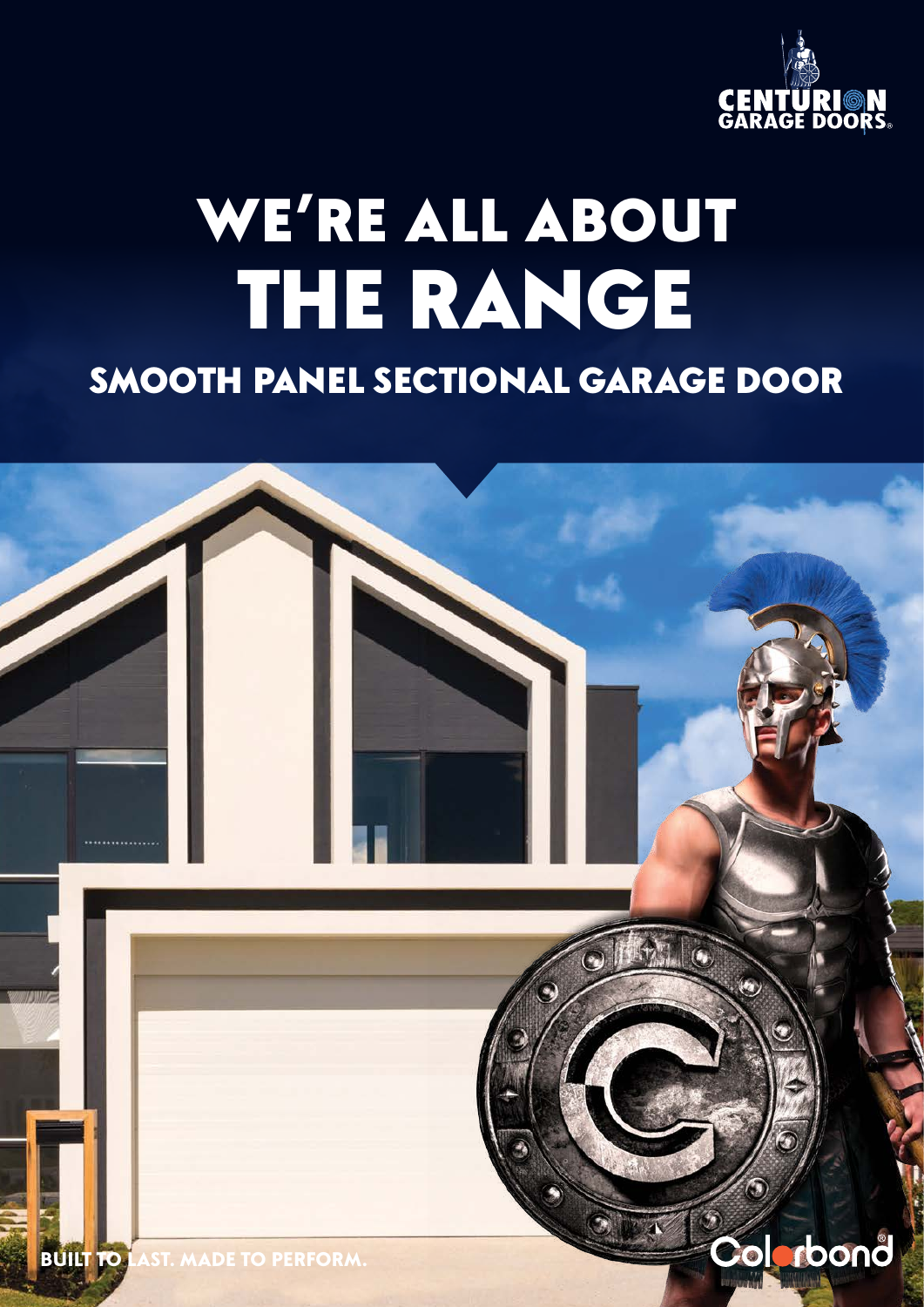CENTURION GARAGE DOORS®

# WE'RE ALL ABOUT THE RANGE

## SMOOTH PANEL SECTIONAL GARAGE DOOR

BUILT TO LAST. MADE TO PERFORM.

Colorbond®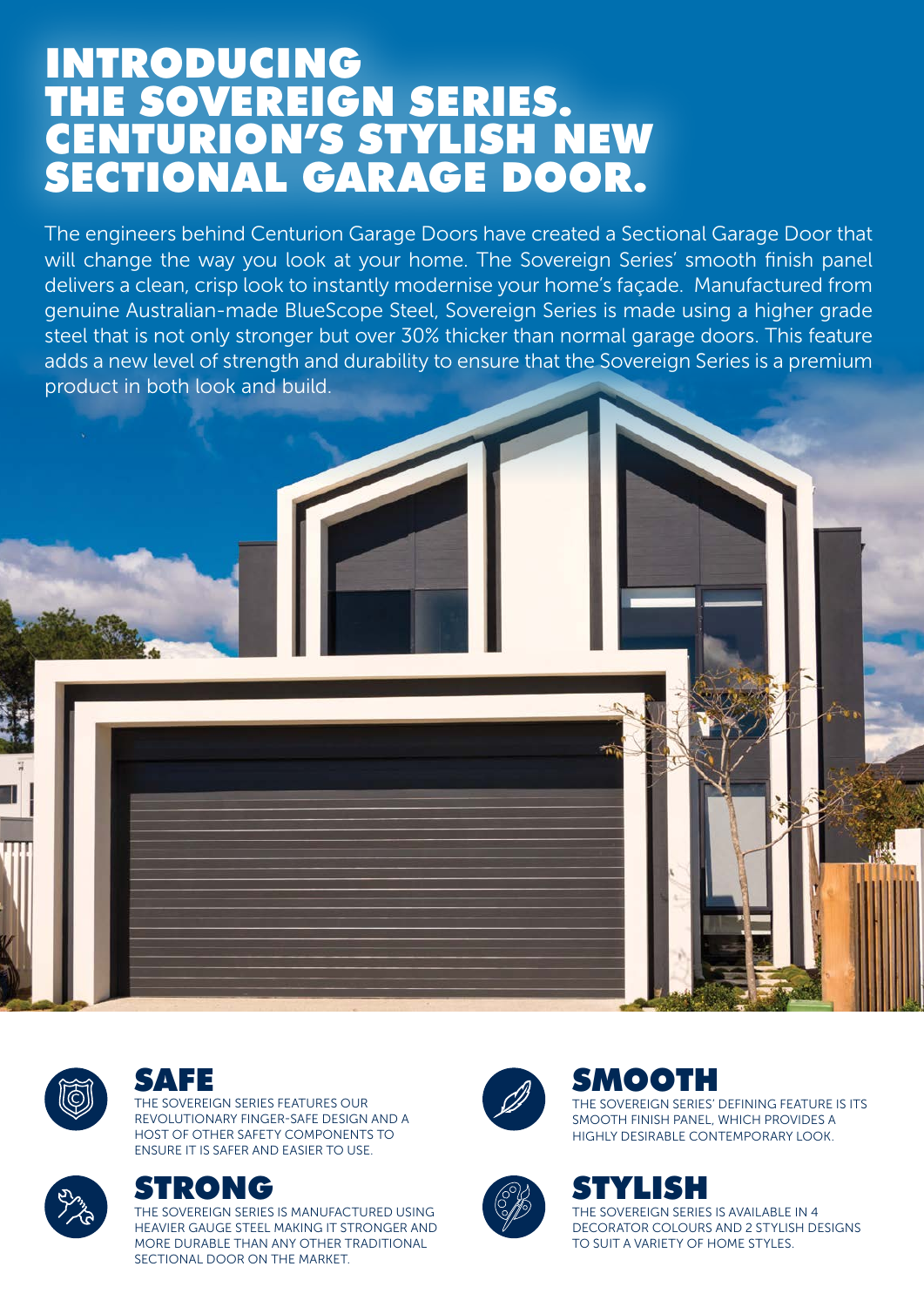# INTRODUCING THE SOVEREIGN SERIES. CENTURION'S STYLISH NEW SECTIONAL GARAGE DOOR.

The engineers behind Centurion Garage Doors have created a Sectional Garage Door that will change the way you look at your home. The Sovereign Series' smooth finish panel delivers a clean, crisp look to instantly modernise your home's façade. Manufactured from genuine Australian-made BlueScope Steel, Sovereign Series is made using a higher grade steel that is not only stronger but over 30% thicker than normal garage doors. This feature adds a new level of strength and durability to ensure that the Sovereign Series is a premium product in both look and build.

## SAFE

THE SOVEREIGN SERIES FEATURES OUR REVOLUTIONARY FINGER-SAFE DESIGN AND A HOST OF OTHER SAFETY COMPONENTS TO ENSURE IT IS SAFER AND EASIER TO USE.

## STRONG

THE SOVEREIGN SERIES IS MANUFACTURED USING HEAVIER GAUGE STEEL MAKING IT STRONGER AND MORE DURABLE THAN ANY OTHER TRADITIONAL SECTIONAL DOOR ON THE MARKET.

## SMOOTH

THE SOVEREIGN SERIES' DEFINING FEATURE IS ITS SMOOTH FINISH PANEL, WHICH PROVIDES A HIGHLY DESIRABLE CONTEMPORARY LOOK.

## STYLISH

THE SOVEREIGN SERIES IS AVAILABLE IN 4 DECORATOR COLOURS AND 2 STYLISH DESIGNS TO SUIT A VARIETY OF HOME STYLES.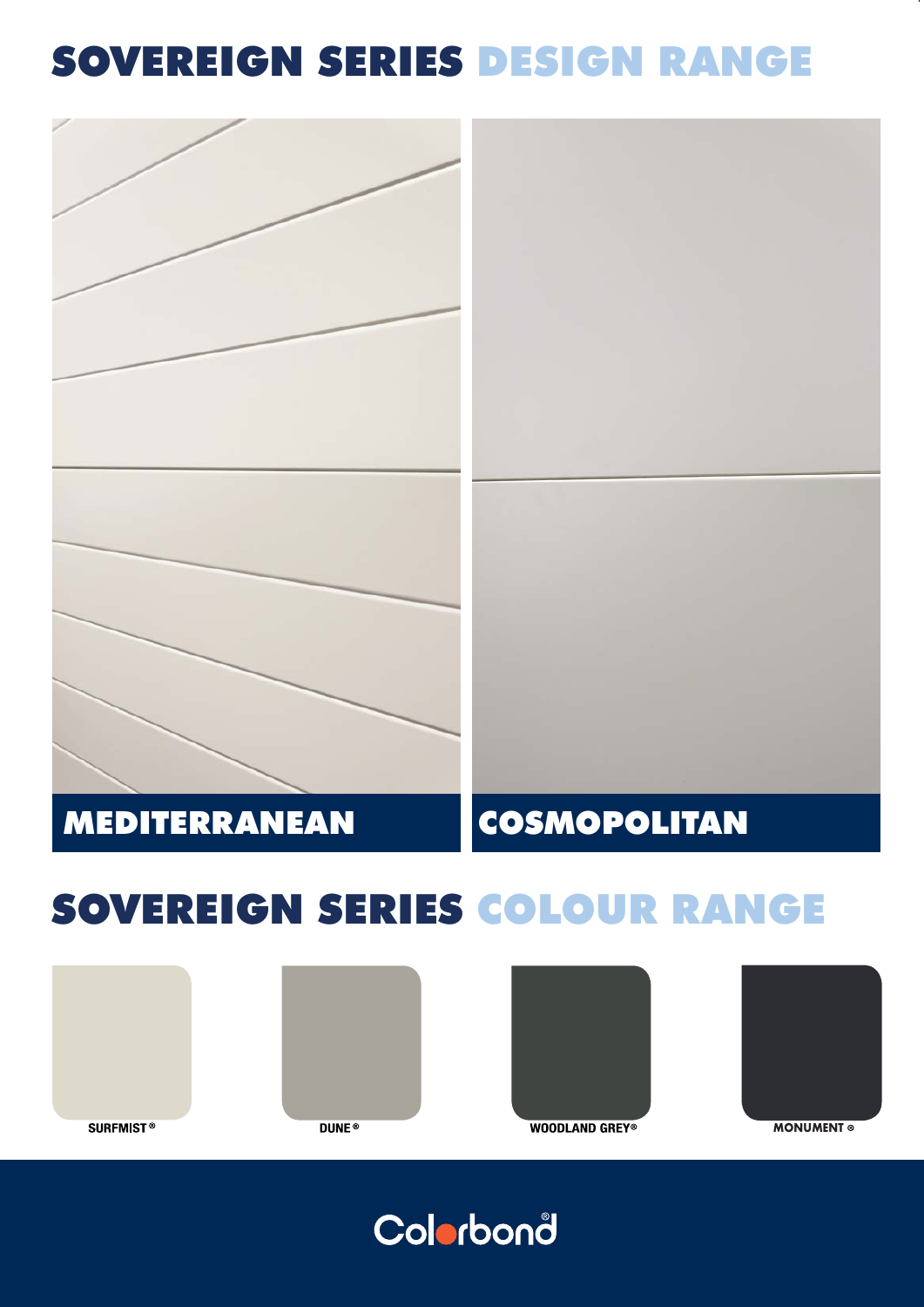# SOVEREIGN SERIES DESIGN RANGE

MEDITERRANEAN

COSMOPOLITAN

# SOVEREIGN SERIES COLOUR RANGE

SURFMIST®

DUNE®

WOODLAND GREY®

MONUMENT®

Colorbond®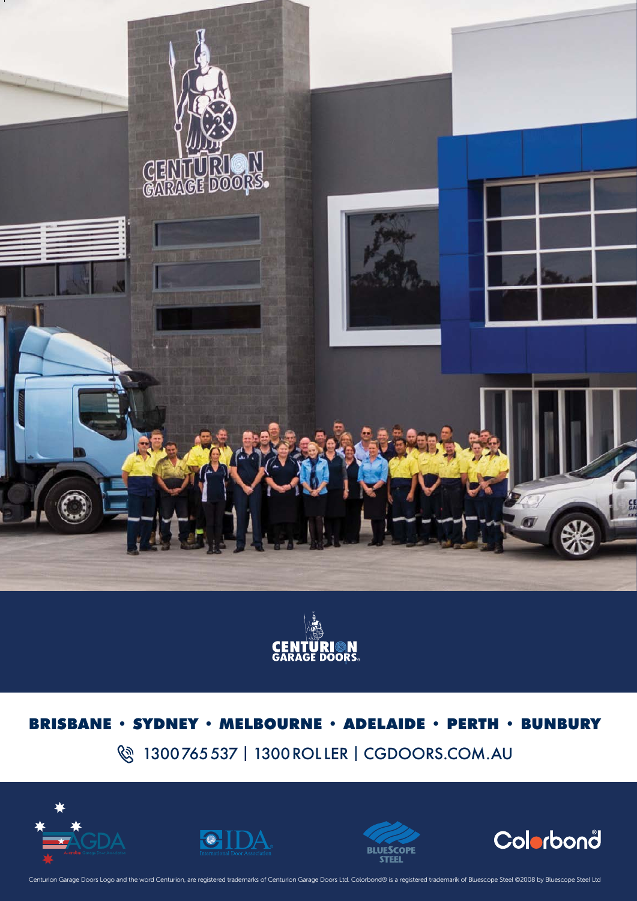**BRISBANE • SYDNEY • MELBOURNE • ADELAIDE • PERTH • BUNBURY**

1300 765 537 | 1300 ROLLER | CGDOORS.COM.AU

Centurion Garage Doors Logo and the word Centurion, are registered trademarks of Centurion Garage Doors Ltd. Colorbond® is a registered trademarik of Bluescope Steel ©2008 by Bluescope Steel Ltd